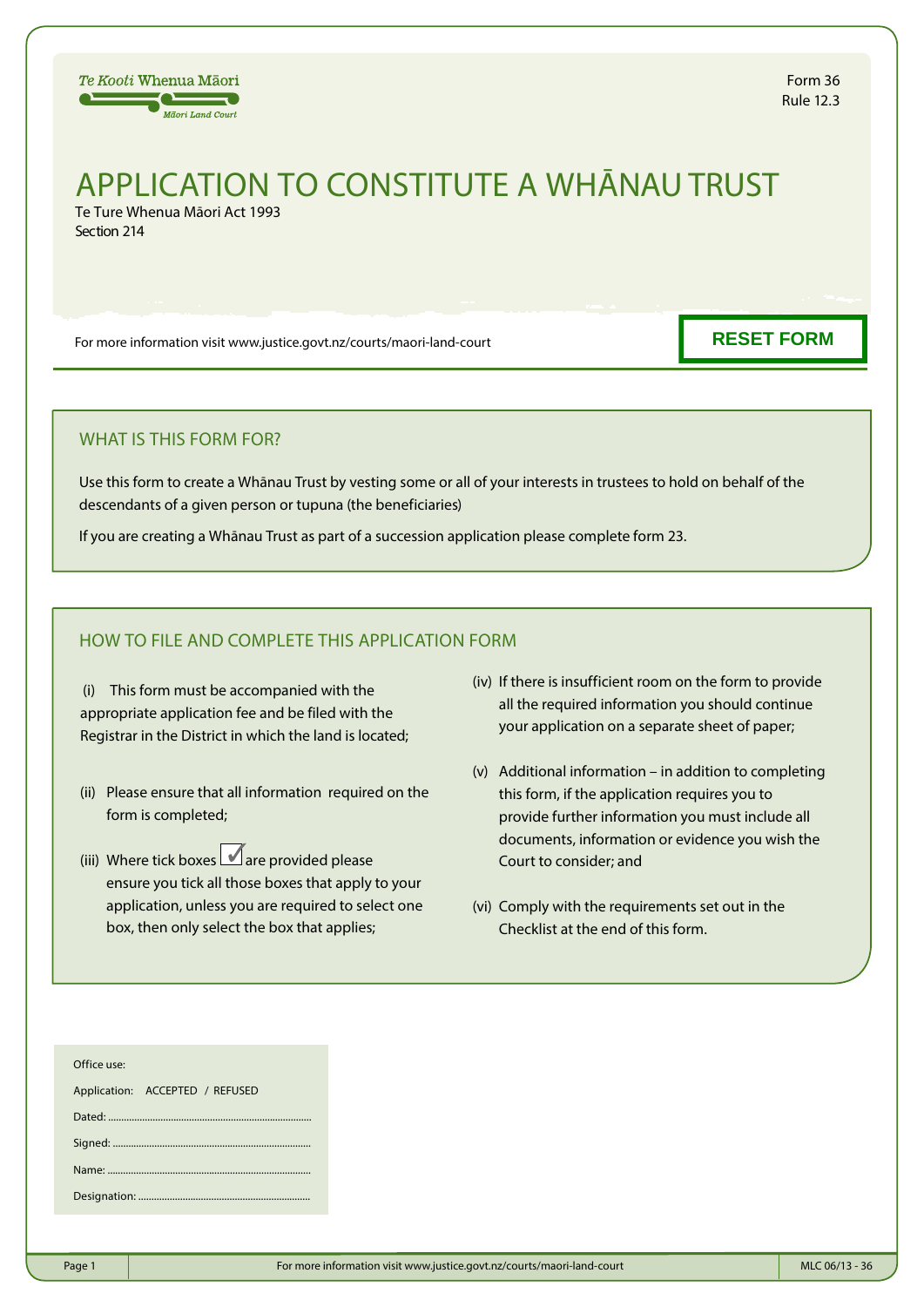Te Kooti Whenua Māori
Māori Land Court

Form 36
Rule 12.3

# APPLICATION TO CONSTITUTE A WHĀNAU TRUST

Te Ture Whenua Māori Act 1993
Section 214

For more information visit www.justice.govt.nz/courts/maori-land-court

**RESET FORM**

## WHAT IS THIS FORM FOR?

Use this form to create a Whānau Trust by vesting some or all of your interests in trustees to hold on behalf of the descendants of a given person or tupuna (the beneficiaries)

If you are creating a Whānau Trust as part of a succession application please complete form 23.

## HOW TO FILE AND COMPLETE THIS APPLICATION FORM

(i) This form must be accompanied with the appropriate application fee and be filed with the Registrar in the District in which the land is located;

(ii) Please ensure that all information required on the form is completed;

(iii) Where tick boxes ☑ are provided please ensure you tick all those boxes that apply to your application, unless you are required to select one box, then only select the box that applies;

(iv) If there is insufficient room on the form to provide all the required information you should continue your application on a separate sheet of paper;

(v) Additional information – in addition to completing this form, if the application requires you to provide further information you must include all documents, information or evidence you wish the Court to consider; and

(vi) Comply with the requirements set out in the Checklist at the end of this form.

Office use:

Application: ACCEPTED / REFUSED

Dated: ..............................................................................

Signed: ............................................................................

Name: ..............................................................................

Designation: ..................................................................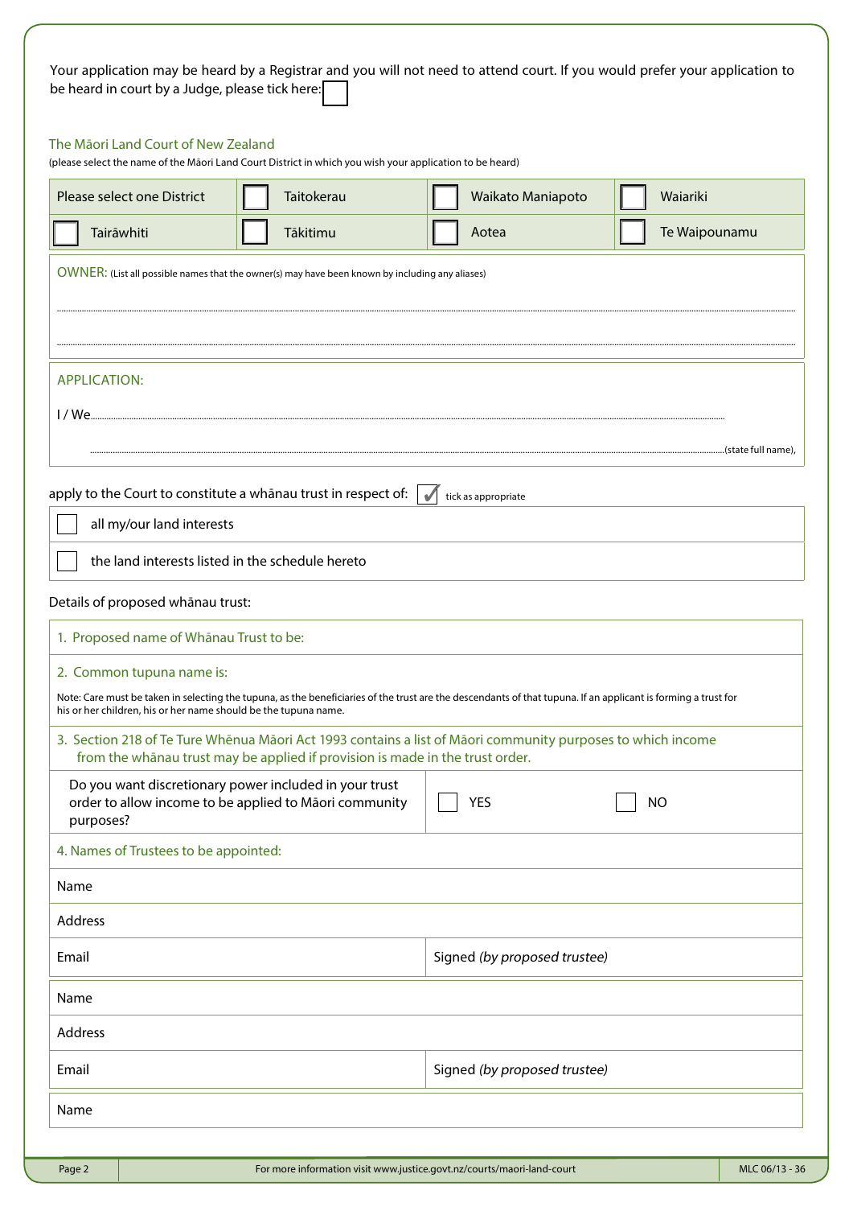Your application may be heard by a Registrar and you will not need to attend court. If you would prefer your application to be heard in court by a Judge, please tick here: ☐

## The Māori Land Court of New Zealand

(please select the name of the Māori Land Court District in which you wish your application to be heard)

| Please select one District | ☐ Taitokerau | ☐ Waikato Maniapoto | ☐ Waiariki |
|---|---|---|---|
| ☐ Tairāwhiti | ☐ Tākitimu | ☐ Aotea | ☐ Te Waipounamu |

**OWNER:** (List all possible names that the owner(s) may have been known by including any aliases)

.............................................................................................................................................................

.............................................................................................................................................................

**APPLICATION:**

I / We.............................................................................................................................................

.............................................................................................................................................(state full name),

apply to the Court to constitute a whānau trust in respect of: ☑ tick as appropriate

☐ all my/our land interests

☐ the land interests listed in the schedule hereto

Details of proposed whānau trust:

1. Proposed name of Whānau Trust to be:

2. Common tupuna name is:

Note: Care must be taken in selecting the tupuna, as the beneficiaries of the trust are the descendants of that tupuna. If an applicant is forming a trust for his or her children, his or her name should be the tupuna name.

3. Section 218 of Te Ture Whēnua Māori Act 1993 contains a list of Māori community purposes to which income from the whānau trust may be applied if provision is made in the trust order.

| Do you want discretionary power included in your trust order to allow income to be applied to Māori community purposes? | ☐ YES | ☐ NO |
|---|---|---|

4. Names of Trustees to be appointed:

| Name | |
|---|---|
| Address | |
| Email | Signed *(by proposed trustee)* |

| Name | |
|---|---|
| Address | |
| Email | Signed *(by proposed trustee)* |

| Name |
|---|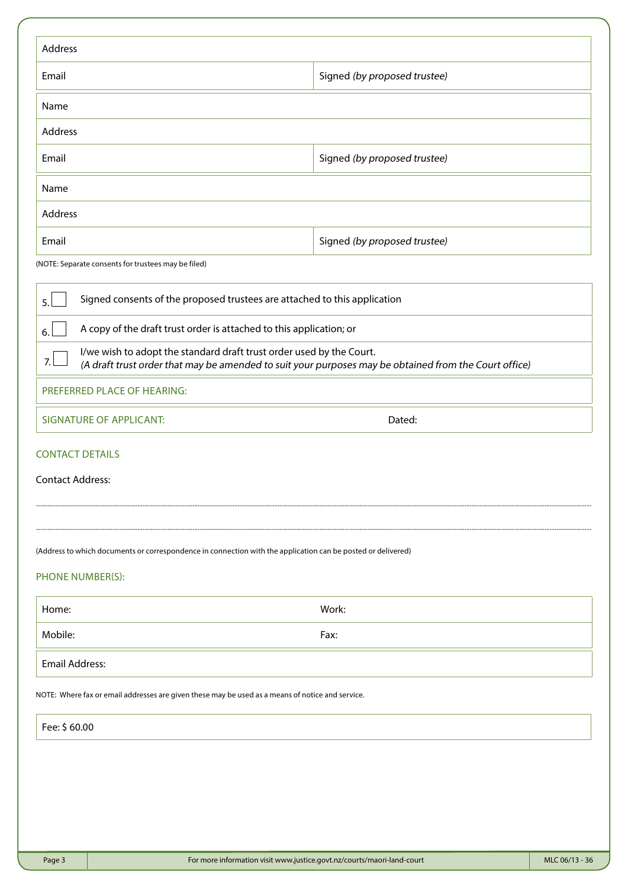| Address | |
|---|---|
| Email | Signed *(by proposed trustee)* |

| Name | |
|---|---|
| Address | |
| Email | Signed *(by proposed trustee)* |

| Name | |
|---|---|
| Address | |
| Email | Signed *(by proposed trustee)* |

(NOTE: Separate consents for trustees may be filed)

| | |
|---|---|
| 5. ☐ | Signed consents of the proposed trustees are attached to this application |
| 6. ☐ | A copy of the draft trust order is attached to this application; or |
| 7. ☐ | I/we wish to adopt the standard draft trust order used by the Court. *(A draft trust order that may be amended to suit your purposes may be obtained from the Court office)* |

PREFERRED PLACE OF HEARING:

| SIGNATURE OF APPLICANT: | Dated: |
|---|---|

## CONTACT DETAILS

Contact Address:

.................................................................................................................................................

.................................................................................................................................................

(Address to which documents or correspondence in connection with the application can be posted or delivered)

PHONE NUMBER(S):

| Home: | Work: |
|---|---|
| Mobile: | Fax: |

Email Address:

NOTE: Where fax or email addresses are given these may be used as a means of notice and service.

Fee: $ 60.00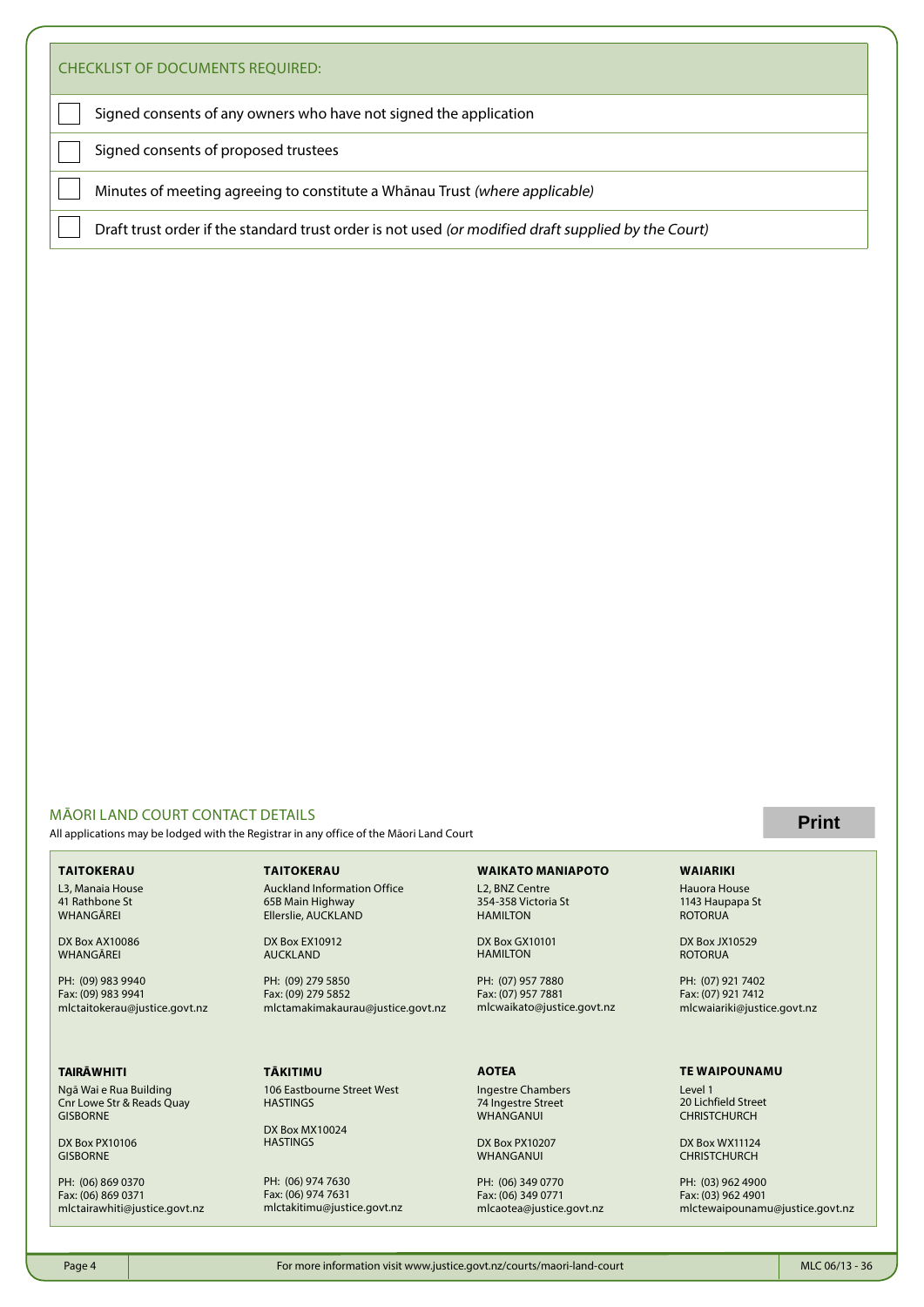## CHECKLIST OF DOCUMENTS REQUIRED:

- [ ] Signed consents of any owners who have not signed the application
- [ ] Signed consents of proposed trustees
- [ ] Minutes of meeting agreeing to constitute a Whānau Trust *(where applicable)*
- [ ] Draft trust order if the standard trust order is not used *(or modified draft supplied by the Court)*

## MĀORI LAND COURT CONTACT DETAILS

All applications may be lodged with the Registrar in any office of the Māori Land Court

Print

**TAITOKERAU**
L3, Manaia House
41 Rathbone St
WHANGĀREI

DX Box AX10086
WHANGĀREI

PH: (09) 983 9940
Fax: (09) 983 9941
mlctaitokerau@justice.govt.nz

**TAITOKERAU**
Auckland Information Office
65B Main Highway
Ellerslie, AUCKLAND

DX Box EX10912
AUCKLAND

PH: (09) 279 5850
Fax: (09) 279 5852
mlctamakimakaurau@justice.govt.nz

**WAIKATO MANIAPOTO**
L2, BNZ Centre
354-358 Victoria St
HAMILTON

DX Box GX10101
HAMILTON

PH: (07) 957 7880
Fax: (07) 957 7881
mlcwaikato@justice.govt.nz

**WAIARIKI**
Hauora House
1143 Haupapa St
ROTORUA

DX Box JX10529
ROTORUA

PH: (07) 921 7402
Fax: (07) 921 7412
mlcwaiariki@justice.govt.nz

**TAIRĀWHITI**
Ngā Wai e Rua Building
Cnr Lowe Str & Reads Quay
GISBORNE

DX Box PX10106
GISBORNE

PH: (06) 869 0370
Fax: (06) 869 0371
mlctairawhiti@justice.govt.nz

**TĀKITIMU**
106 Eastbourne Street West
HASTINGS

DX Box MX10024
HASTINGS

PH: (06) 974 7630
Fax: (06) 974 7631
mlctakitimu@justice.govt.nz

**AOTEA**
Ingestre Chambers
74 Ingestre Street
WHANGANUI

DX Box PX10207
WHANGANUI

PH: (06) 349 0770
Fax: (06) 349 0771
mlcaotea@justice.govt.nz

**TE WAIPOUNAMU**
Level 1
20 Lichfield Street
CHRISTCHURCH

DX Box WX11124
CHRISTCHURCH

PH: (03) 962 4900
Fax: (03) 962 4901
mlctewaipounamu@justice.govt.nz

For more information visit www.justice.govt.nz/courts/maori-land-court

MLC 06/13 - 36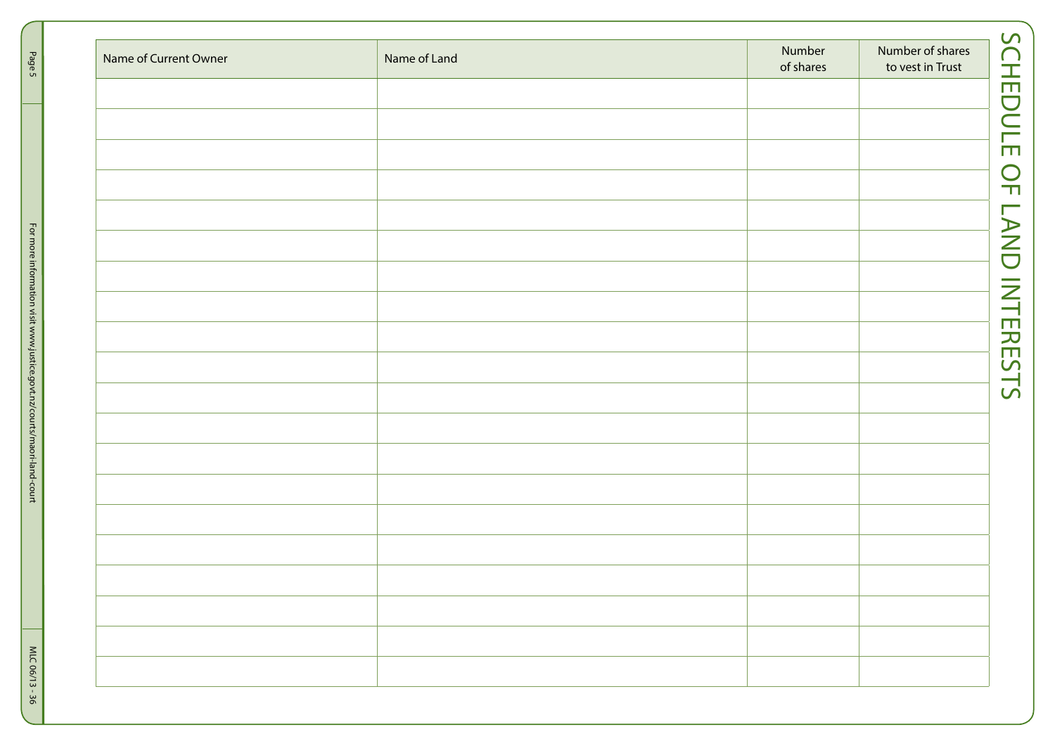# SCHEDULE OF LAND INTERESTS

| Name of Current Owner | Name of Land | Number of shares | Number of shares to vest in Trust |
|---|---|---|---|
| | | | |
| | | | |
| | | | |
| | | | |
| | | | |
| | | | |
| | | | |
| | | | |
| | | | |
| | | | |
| | | | |
| | | | |
| | | | |
| | | | |
| | | | |
| | | | |
| | | | |
| | | | |
| | | | |
| | | | |

For more information visit www.justice.govt.nz/courts/maori-land-court